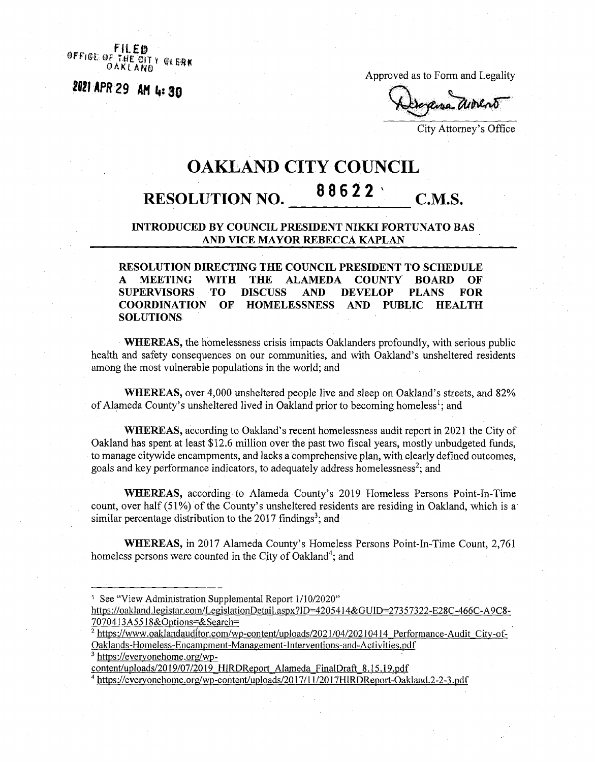FILED
OFFICE OF THE CITY CLERK
OAKLAND

2021 APR 29 AM 4:30

Approved as to Form and Legality

City Attorney's Office

# OAKLAND CITY COUNCIL

## RESOLUTION NO. 88622 C.M.S.

### INTRODUCED BY COUNCIL PRESIDENT NIKKI FORTUNATO BAS AND VICE MAYOR REBECCA KAPLAN

**RESOLUTION DIRECTING THE COUNCIL PRESIDENT TO SCHEDULE A MEETING WITH THE ALAMEDA COUNTY BOARD OF SUPERVISORS TO DISCUSS AND DEVELOP PLANS FOR COORDINATION OF HOMELESSNESS AND PUBLIC HEALTH SOLUTIONS**

**WHEREAS,** the homelessness crisis impacts Oaklanders profoundly, with serious public health and safety consequences on our communities, and with Oakland's unsheltered residents among the most vulnerable populations in the world; and

**WHEREAS,** over 4,000 unsheltered people live and sleep on Oakland's streets, and 82% of Alameda County's unsheltered lived in Oakland prior to becoming homeless[1]; and

**WHEREAS,** according to Oakland's recent homelessness audit report in 2021 the City of Oakland has spent at least $12.6 million over the past two fiscal years, mostly unbudgeted funds, to manage citywide encampments, and lacks a comprehensive plan, with clearly defined outcomes, goals and key performance indicators, to adequately address homelessness[2]; and

**WHEREAS,** according to Alameda County's 2019 Homeless Persons Point-In-Time count, over half (51%) of the County's unsheltered residents are residing in Oakland, which is a similar percentage distribution to the 2017 findings[3]; and

**WHEREAS,** in 2017 Alameda County's Homeless Persons Point-In-Time Count, 2,761 homeless persons were counted in the City of Oakland[4]; and

---

[1] See "View Administration Supplemental Report 1/10/2020" https://oakland.legistar.com/LegislationDetail.aspx?ID=4205414&GUID=27357322-E28C-466C-A9C8-7070413A5518&Options=&Search=

[2] https://www.oaklandauditor.com/wp-content/uploads/2021/04/20210414_Performance-Audit_City-of-Oaklands-Homeless-Encampment-Management-Interventions-and-Activities.pdf

[3] https://everyonehome.org/wp-content/uploads/2019/07/2019_HIRDReport_Alameda_FinalDraft_8.15.19.pdf

[4] https://everyonehome.org/wp-content/uploads/2017/11/2017HIRDReport-Oakland.2-2-3.pdf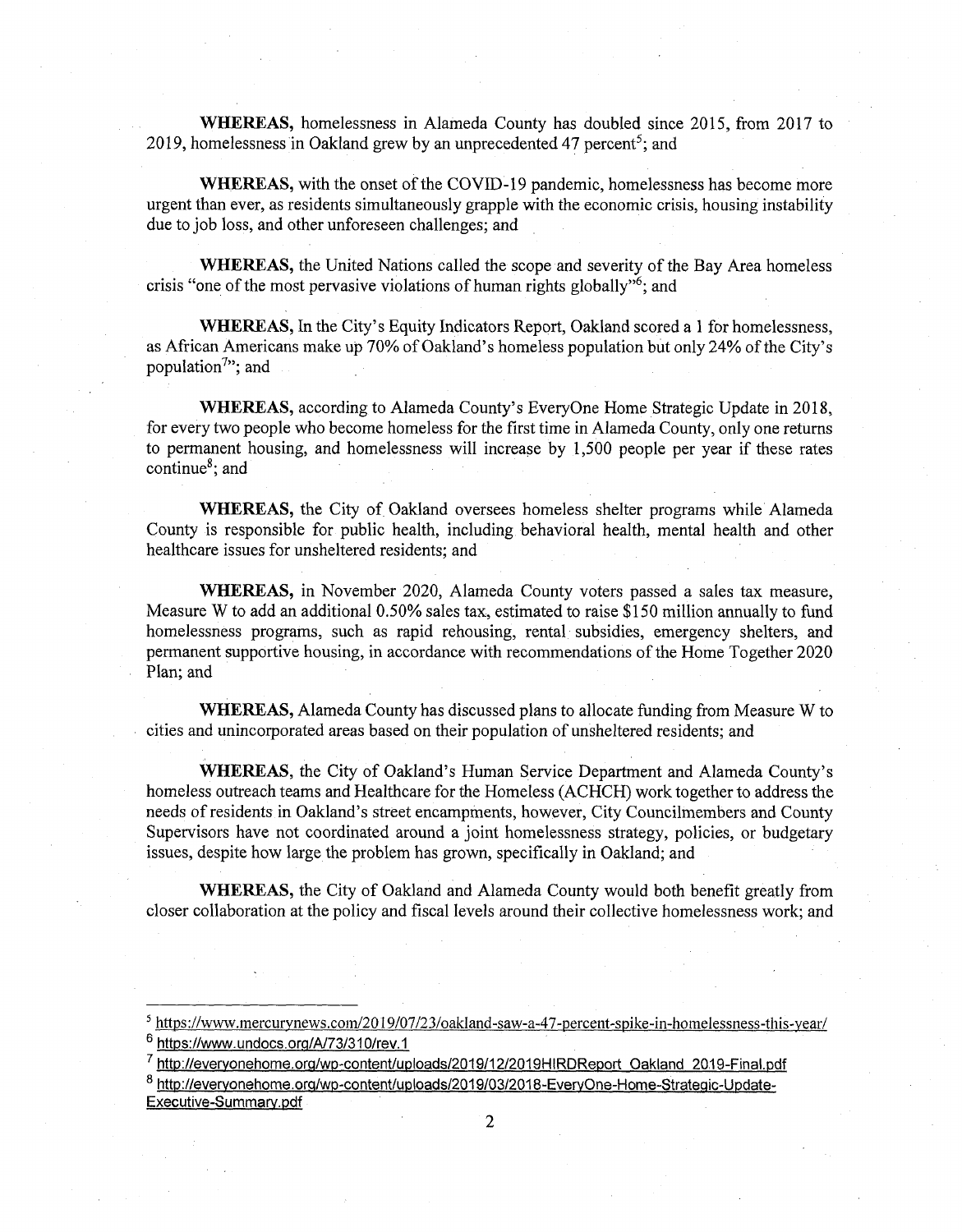**WHEREAS,** homelessness in Alameda County has doubled since 2015, from 2017 to 2019, homelessness in Oakland grew by an unprecedented 47 percent[5]; and

**WHEREAS,** with the onset of the COVID-19 pandemic, homelessness has become more urgent than ever, as residents simultaneously grapple with the economic crisis, housing instability due to job loss, and other unforeseen challenges; and

**WHEREAS,** the United Nations called the scope and severity of the Bay Area homeless crisis "one of the most pervasive violations of human rights globally"[6]; and

**WHEREAS,** In the City's Equity Indicators Report, Oakland scored a 1 for homelessness, as African Americans make up 70% of Oakland's homeless population but only 24% of the City's population[7]"; and

**WHEREAS,** according to Alameda County's EveryOne Home Strategic Update in 2018, for every two people who become homeless for the first time in Alameda County, only one returns to permanent housing, and homelessness will increase by 1,500 people per year if these rates continue[8]; and

**WHEREAS,** the City of Oakland oversees homeless shelter programs while Alameda County is responsible for public health, including behavioral health, mental health and other healthcare issues for unsheltered residents; and

**WHEREAS,** in November 2020, Alameda County voters passed a sales tax measure, Measure W to add an additional 0.50% sales tax, estimated to raise $150 million annually to fund homelessness programs, such as rapid rehousing, rental subsidies, emergency shelters, and permanent supportive housing, in accordance with recommendations of the Home Together 2020 Plan; and

**WHEREAS,** Alameda County has discussed plans to allocate funding from Measure W to cities and unincorporated areas based on their population of unsheltered residents; and

**WHEREAS,** the City of Oakland's Human Service Department and Alameda County's homeless outreach teams and Healthcare for the Homeless (ACHCH) work together to address the needs of residents in Oakland's street encampments, however, City Councilmembers and County Supervisors have not coordinated around a joint homelessness strategy, policies, or budgetary issues, despite how large the problem has grown, specifically in Oakland; and

**WHEREAS,** the City of Oakland and Alameda County would both benefit greatly from closer collaboration at the policy and fiscal levels around their collective homelessness work; and

---

[5] https://www.mercurynews.com/2019/07/23/oakland-saw-a-47-percent-spike-in-homelessness-this-year/

[6] https://www.undocs.org/A/73/310/rev.1

[7] http://everyonehome.org/wp-content/uploads/2019/12/2019HIRDReport_Oakland_2019-Final.pdf

[8] http://everyonehome.org/wp-content/uploads/2019/03/2018-EveryOne-Home-Strategic-Update-Executive-Summary.pdf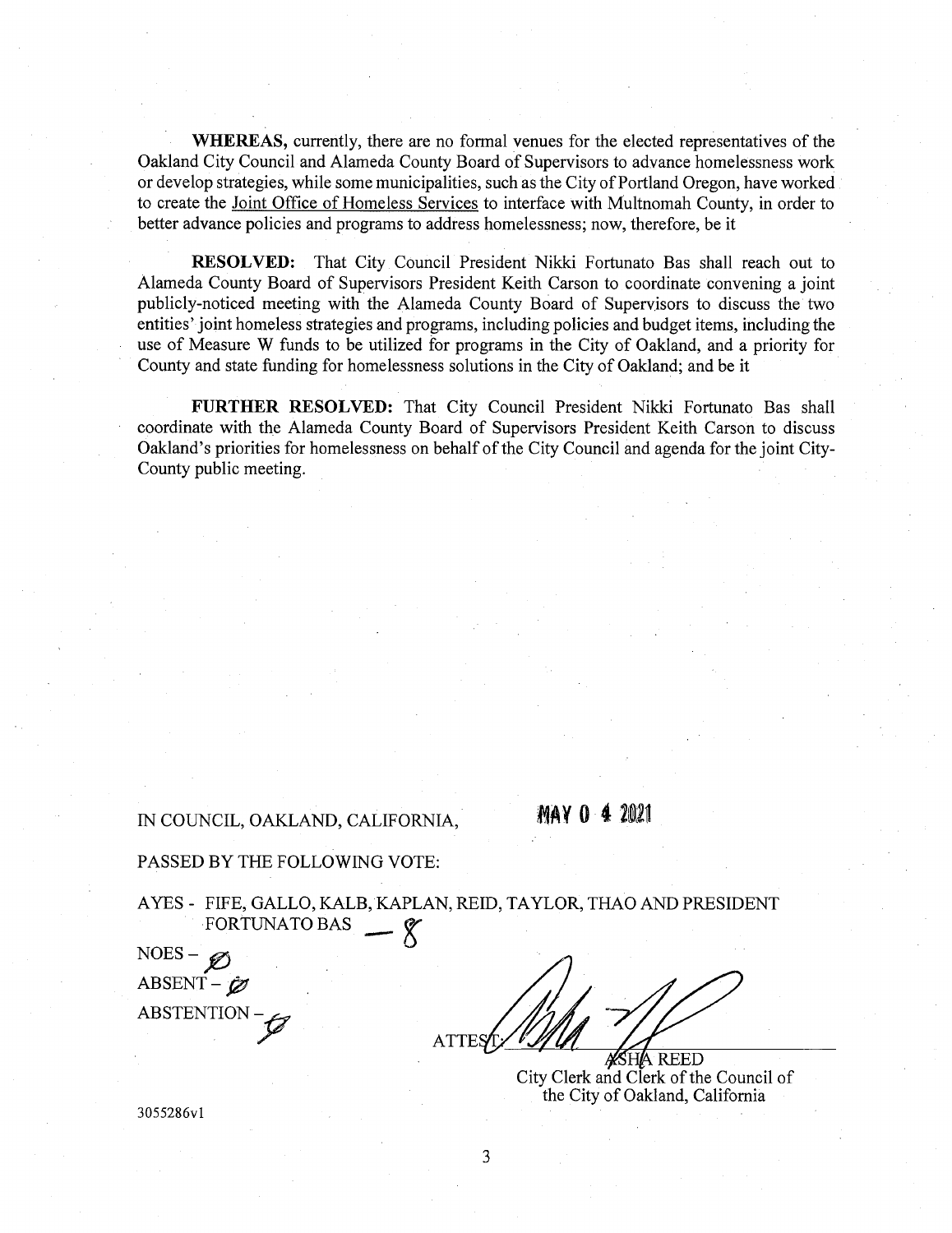**WHEREAS,** currently, there are no formal venues for the elected representatives of the Oakland City Council and Alameda County Board of Supervisors to advance homelessness work or develop strategies, while some municipalities, such as the City of Portland Oregon, have worked to create the Joint Office of Homeless Services to interface with Multnomah County, in order to better advance policies and programs to address homelessness; now, therefore, be it

**RESOLVED:** That City Council President Nikki Fortunato Bas shall reach out to Alameda County Board of Supervisors President Keith Carson to coordinate convening a joint publicly-noticed meeting with the Alameda County Board of Supervisors to discuss the two entities' joint homeless strategies and programs, including policies and budget items, including the use of Measure W funds to be utilized for programs in the City of Oakland, and a priority for County and state funding for homelessness solutions in the City of Oakland; and be it

**FURTHER RESOLVED:** That City Council President Nikki Fortunato Bas shall coordinate with the Alameda County Board of Supervisors President Keith Carson to discuss Oakland's priorities for homelessness on behalf of the City Council and agenda for the joint City-County public meeting.

IN COUNCIL, OAKLAND, CALIFORNIA, MAY 0 4 2021

PASSED BY THE FOLLOWING VOTE:

AYES - FIFE, GALLO, KALB, KAPLAN, REID, TAYLOR, THAO AND PRESIDENT FORTUNATO BAS — 8

NOES – Ø

ABSENT – Ø

ABSTENTION – Ø

ATTEST: 

ASHA REED
City Clerk and Clerk of the Council of the City of Oakland, California

3055286v1